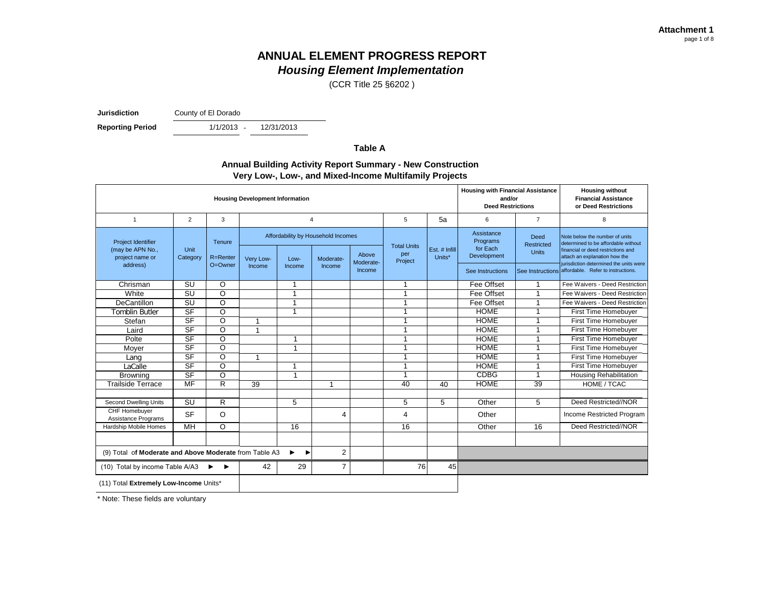**Attachment 1**

# ANNUAL ELEMENT PROGRESS REPORT

## *Housing Element Implementation*

(CCR Title 25 §6202 )

**Jurisdiction** County of El Dorado

**Reporting Period** 1/1/2013 - 12/31/2013

### Table A

### Annual Building Activity Report Summary - New Construction
### Very Low-, Low-, and Mixed-Income Multifamily Projects

| Housing Development Information | | | | | | | | | Housing with Financial Assistance and/or Deed Restrictions | | Housing without Financial Assistance or Deed Restrictions |
|---|---|---|---|---|---|---|---|---|---|---|---|
| 1 | 2 | 3 | 4 | | | | 5 | 5a | 6 | 7 | 8 |
| Project Identifier (may be APN No., project name or address) | Unit Category | Tenure R=Renter O=Owner | Affordability by Household Incomes | | | | Total Units per Project | Est. # Infill Units* | Assistance Programs for Each Development | Deed Restricted Units | Note below the number of units determined to be affordable without financial or deed restrictions and attach an explanation how the jurisdiction determined the units were affordable. Refer to instructions. |
| | | | Very Low-Income | Low-Income | Moderate-Income | Above Moderate-Income | | | See Instructions | See Instructions | |
| Chrisman | SU | O | | 1 | | | 1 | | Fee Offset | 1 | Fee Waivers - Deed Restriction |
| White | SU | O | | 1 | | | 1 | | Fee Offset | 1 | Fee Waivers - Deed Restriction |
| DeCantillon | SU | O | | 1 | | | 1 | | Fee Offset | 1 | Fee Waivers - Deed Restriction |
| Tomblin Butler | SF | O | | 1 | | | 1 | | HOME | 1 | First Time Homebuyer |
| Stefan | SF | O | 1 | | | | 1 | | HOME | 1 | First Time Homebuyer |
| Laird | SF | O | 1 | | | | 1 | | HOME | 1 | First Time Homebuyer |
| Polte | SF | O | | 1 | | | 1 | | HOME | 1 | First Time Homebuyer |
| Moyer | SF | O | | 1 | | | 1 | | HOME | 1 | First Time Homebuyer |
| Lang | SF | O | 1 | | | | 1 | | HOME | 1 | First Time Homebuyer |
| LaCalle | SF | O | | 1 | | | 1 | | HOME | 1 | First Time Homebuyer |
| Browning | SF | O | | 1 | | | 1 | | CDBG | 1 | Housing Rehabilitation |
| Trailside Terrace | MF | R | 39 | | 1 | | 40 | 40 | HOME | 39 | HOME / TCAC |
| | | | | | | | | | | | |
| Second Dwelling Units | SU | R | | 5 | | | 5 | 5 | Other | 5 | Deed Restricted//NOR |
| CHF Homebuyer Assistance Programs | SF | O | | | 4 | | 4 | | Other | | Income Restricted Program |
| Hardship Mobile Homes | MH | O | | 16 | | | 16 | | Other | 16 | Deed Restricted//NOR |
| | | | | | | | | | | | |
| (9) Total of **Moderate and Above Moderate** from Table A3 ► ► | | | | | 2 | | | | | | |
| (10) Total by income Table A/A3 ► ► | | | 42 | 29 | 7 | | 76 | 45 | | | |
| (11) Total **Extremely Low-Income** Units* | | | | | | | | | | | |

\* Note: These fields are voluntary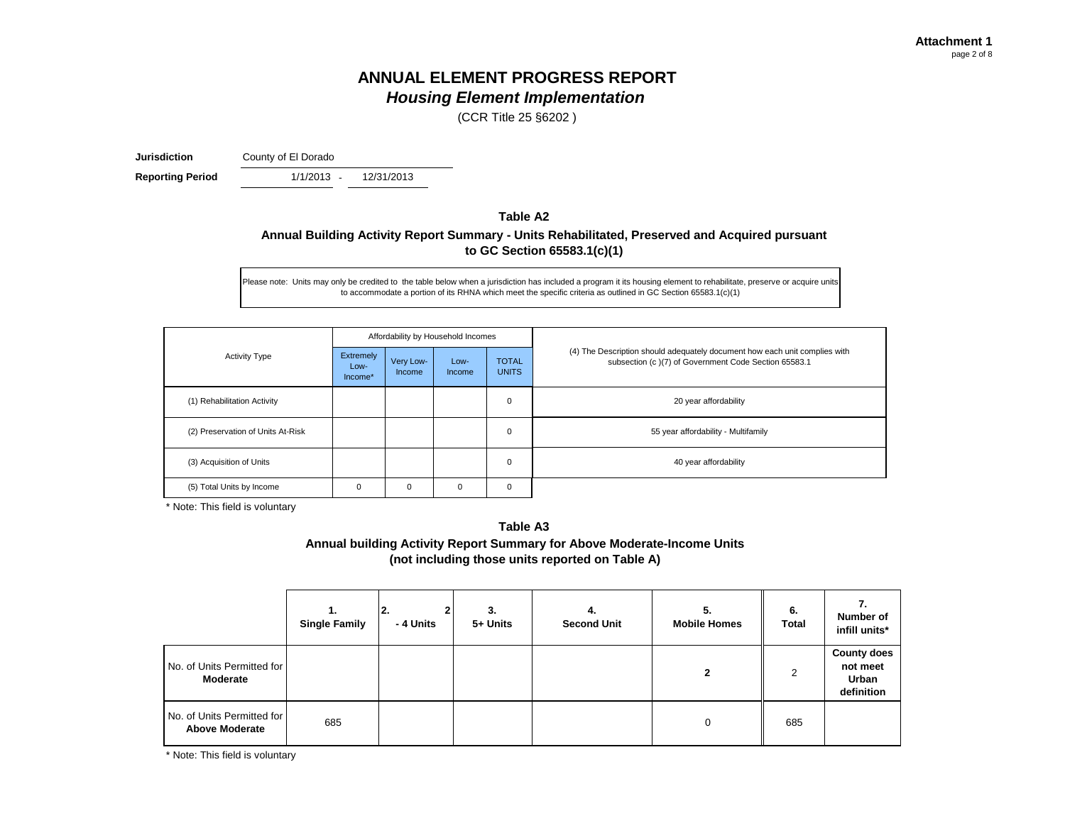**Attachment 1**

# ANNUAL ELEMENT PROGRESS REPORT

## *Housing Element Implementation*

(CCR Title 25 §6202 )

**Jurisdiction** County of El Dorado

**Reporting Period** 1/1/2013 - 12/31/2013

### Table A2

### Annual Building Activity Report Summary - Units Rehabilitated, Preserved and Acquired pursuant to GC Section 65583.1(c)(1)

Please note: Units may only be credited to the table below when a jurisdiction has included a program it its housing element to rehabilitate, preserve or acquire units to accommodate a portion of its RHNA which meet the specific criteria as outlined in GC Section 65583.1(c)(1)

| Activity Type | Affordability by Household Incomes | | | | (4) The Description should adequately document how each unit complies with subsection (c )(7) of Government Code Section 65583.1 |
|---|---|---|---|---|---|
| | Extremely Low-Income* | Very Low-Income | Low-Income | TOTAL UNITS | |
| (1) Rehabilitation Activity | | | | 0 | 20 year affordability |
| (2) Preservation of Units At-Risk | | | | 0 | 55 year affordability - Multifamily |
| (3) Acquisition of Units | | | | 0 | 40 year affordability |
| (5) Total Units by Income | 0 | 0 | 0 | 0 | |

\* Note: This field is voluntary

### Table A3

### Annual building Activity Report Summary for Above Moderate-Income Units (not including those units reported on Table A)

| | 1. Single Family | 2. 2 - 4 Units | 3. 5+ Units | 4. Second Unit | 5. Mobile Homes | 6. Total | 7. Number of infill units* |
|---|---|---|---|---|---|---|---|
| No. of Units Permitted for **Moderate** | | | | | **2** | 2 | **County does not meet Urban definition** |
| No. of Units Permitted for **Above Moderate** | 685 | | | | 0 | 685 | |

\* Note: This field is voluntary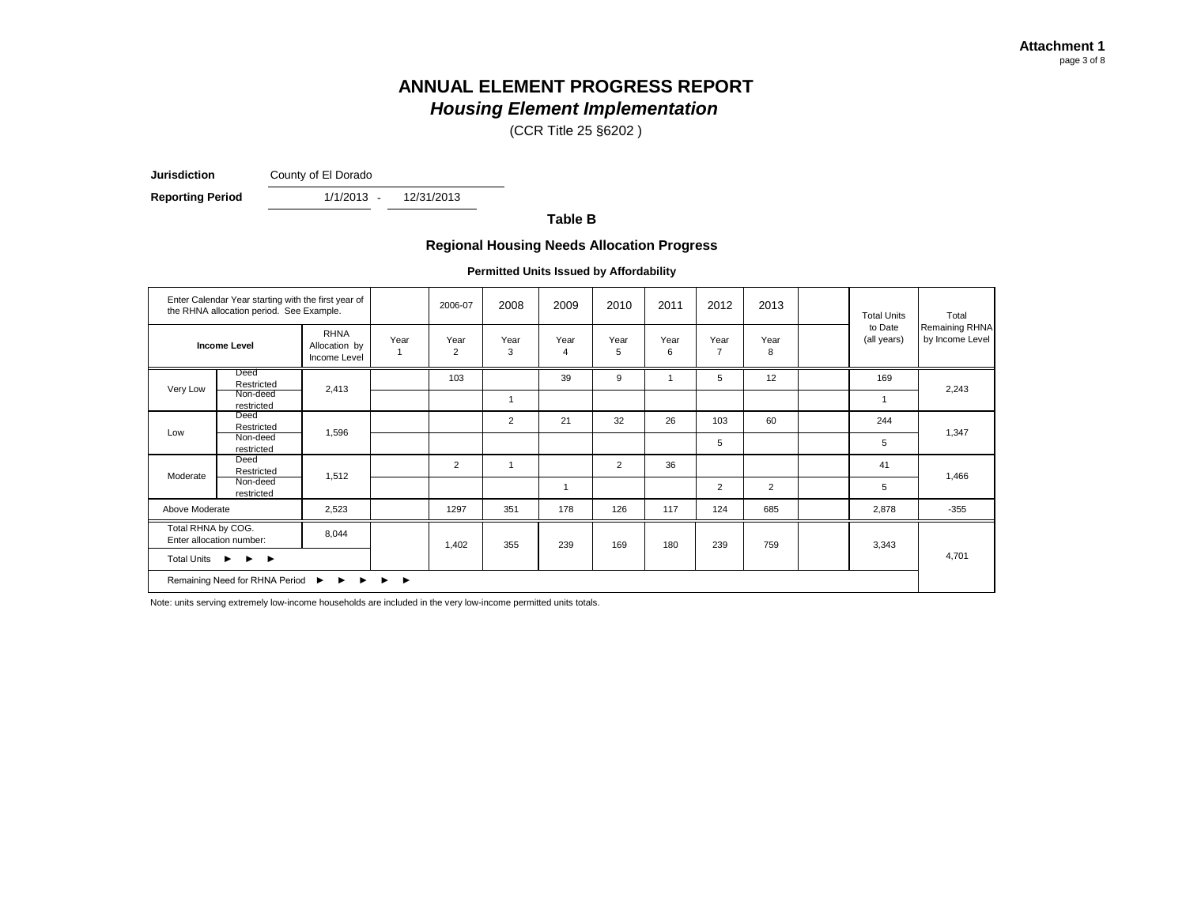**Attachment 1**

# ANNUAL ELEMENT PROGRESS REPORT
## *Housing Element Implementation*

(CCR Title 25 §6202 )

**Jurisdiction** County of El Dorado

**Reporting Period** 1/1/2013 - 12/31/2013

### Table B

### Regional Housing Needs Allocation Progress

**Permitted Units Issued by Affordability**

| Enter Calendar Year starting with the first year of the RHNA allocation period. See Example. | | | | 2006-07 | 2008 | 2009 | 2010 | 2011 | 2012 | 2013 | | Total Units to Date (all years) | Total Remaining RHNA by Income Level |
|---|---|---|---|---|---|---|---|---|---|---|---|---|---|
| **Income Level** | | RHNA Allocation by Income Level | Year 1 | Year 2 | Year 3 | Year 4 | Year 5 | Year 6 | Year 7 | Year 8 | | | |
| Very Low | Deed Restricted | 2,413 | | 103 | | 39 | 9 | 1 | 5 | 12 | | 169 | 2,243 |
| | Non-deed restricted | | | | 1 | | | | | | | 1 | |
| Low | Deed Restricted | 1,596 | | | 2 | 21 | 32 | 26 | 103 | 60 | | 244 | 1,347 |
| | Non-deed restricted | | | | | | | | 5 | | | 5 | |
| Moderate | Deed Restricted | 1,512 | | 2 | 1 | | 2 | 36 | | | | 41 | 1,466 |
| | Non-deed restricted | | | | | 1 | | | 2 | 2 | | 5 | |
| Above Moderate | | 2,523 | | 1297 | 351 | 178 | 126 | 117 | 124 | 685 | | 2,878 | -355 |
| Total RHNA by COG. Enter allocation number: | | 8,044 | | | | | | | | | | | |
| Total Units ► ► ► | | | | 1,402 | 355 | 239 | 169 | 180 | 239 | 759 | | 3,343 | |
| Remaining Need for RHNA Period ► ► ► ► ► | | | | | | | | | | | | | 4,701 |

Note: units serving extremely low-income households are included in the very low-income permitted units totals.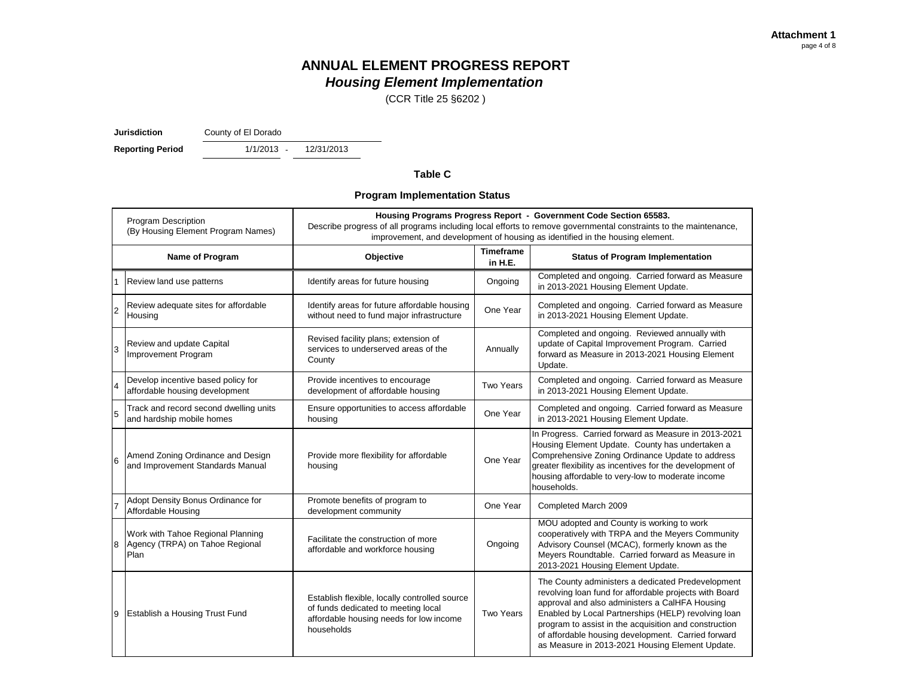**Attachment 1**

# ANNUAL ELEMENT PROGRESS REPORT

## *Housing Element Implementation*

(CCR Title 25 §6202 )

**Jurisdiction** County of El Dorado

**Reporting Period** 1/1/2013 - 12/31/2013

### Table C

### Program Implementation Status

| Program Description (By Housing Element Program Names) | | **Housing Programs Progress Report - Government Code Section 65583.** Describe progress of all programs including local efforts to remove governmental constraints to the maintenance, improvement, and development of housing as identified in the housing element. | | |
|---|---|---|---|---|
| **Name of Program** | | **Objective** | **Timeframe in H.E.** | **Status of Program Implementation** |
| 1 | Review land use patterns | Identify areas for future housing | Ongoing | Completed and ongoing. Carried forward as Measure in 2013-2021 Housing Element Update. |
| 2 | Review adequate sites for affordable Housing | Identify areas for future affordable housing without need to fund major infrastructure | One Year | Completed and ongoing. Carried forward as Measure in 2013-2021 Housing Element Update. |
| 3 | Review and update Capital Improvement Program | Revised facility plans; extension of services to underserved areas of the County | Annually | Completed and ongoing. Reviewed annually with update of Capital Improvement Program. Carried forward as Measure in 2013-2021 Housing Element Update. |
| 4 | Develop incentive based policy for affordable housing development | Provide incentives to encourage development of affordable housing | Two Years | Completed and ongoing. Carried forward as Measure in 2013-2021 Housing Element Update. |
| 5 | Track and record second dwelling units and hardship mobile homes | Ensure opportunities to access affordable housing | One Year | Completed and ongoing. Carried forward as Measure in 2013-2021 Housing Element Update. |
| 6 | Amend Zoning Ordinance and Design and Improvement Standards Manual | Provide more flexibility for affordable housing | One Year | In Progress. Carried forward as Measure in 2013-2021 Housing Element Update. County has undertaken a Comprehensive Zoning Ordinance Update to address greater flexibility as incentives for the development of housing affordable to very-low to moderate income households. |
| 7 | Adopt Density Bonus Ordinance for Affordable Housing | Promote benefits of program to development community | One Year | Completed March 2009 |
| 8 | Work with Tahoe Regional Planning Agency (TRPA) on Tahoe Regional Plan | Facilitate the construction of more affordable and workforce housing | Ongoing | MOU adopted and County is working to work cooperatively with TRPA and the Meyers Community Advisory Counsel (MCAC), formerly known as the Meyers Roundtable. Carried forward as Measure in 2013-2021 Housing Element Update. |
| 9 | Establish a Housing Trust Fund | Establish flexible, locally controlled source of funds dedicated to meeting local affordable housing needs for low income households | Two Years | The County administers a dedicated Predevelopment revolving loan fund for affordable projects with Board approval and also administers a CalHFA Housing Enabled by Local Partnerships (HELP) revolving loan program to assist in the acquisition and construction of affordable housing development. Carried forward as Measure in 2013-2021 Housing Element Update. |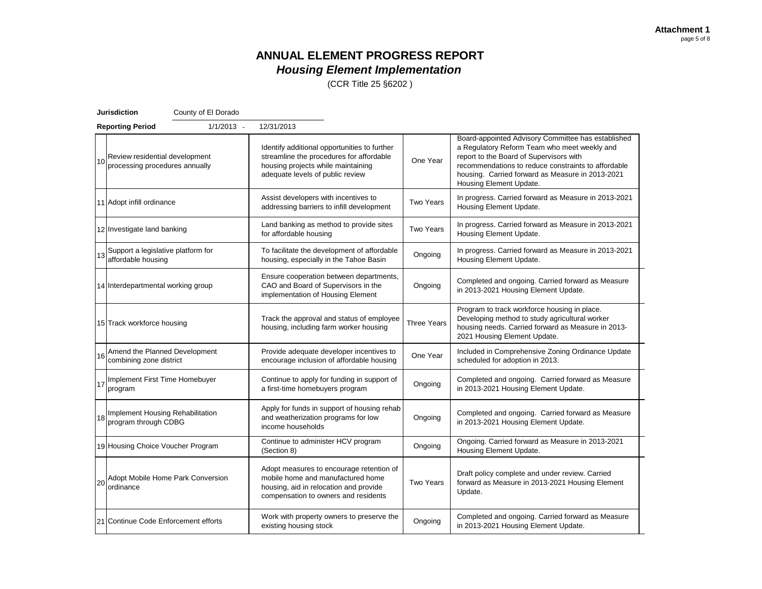**Attachment 1**

# ANNUAL ELEMENT PROGRESS REPORT
## *Housing Element Implementation*

(CCR Title 25 §6202 )

**Jurisdiction** County of El Dorado

**Reporting Period** 1/1/2013 - 12/31/2013

| # | Program | Objective | Timeframe | Status |
|---|---|---|---|---|
| 10 | Review residential development processing procedures annually | Identify additional opportunities to further streamline the procedures for affordable housing projects while maintaining adequate levels of public review | One Year | Board-appointed Advisory Committee has established a Regulatory Reform Team who meet weekly and report to the Board of Supervisors with recommendations to reduce constraints to affordable housing. Carried forward as Measure in 2013-2021 Housing Element Update. |
| 11 | Adopt infill ordinance | Assist developers with incentives to addressing barriers to infill development | Two Years | In progress. Carried forward as Measure in 2013-2021 Housing Element Update. |
| 12 | Investigate land banking | Land banking as method to provide sites for affordable housing | Two Years | In progress. Carried forward as Measure in 2013-2021 Housing Element Update. |
| 13 | Support a legislative platform for affordable housing | To facilitate the development of affordable housing, especially in the Tahoe Basin | Ongoing | In progress. Carried forward as Measure in 2013-2021 Housing Element Update. |
| 14 | Interdepartmental working group | Ensure cooperation between departments, CAO and Board of Supervisors in the implementation of Housing Element | Ongoing | Completed and ongoing. Carried forward as Measure in 2013-2021 Housing Element Update. |
| 15 | Track workforce housing | Track the approval and status of employee housing, including farm worker housing | Three Years | Program to track workforce housing in place. Developing method to study agricultural worker housing needs. Carried forward as Measure in 2013-2021 Housing Element Update. |
| 16 | Amend the Planned Development combining zone district | Provide adequate developer incentives to encourage inclusion of affordable housing | One Year | Included in Comprehensive Zoning Ordinance Update scheduled for adoption in 2013. |
| 17 | Implement First Time Homebuyer program | Continue to apply for funding in support of a first-time homebuyers program | Ongoing | Completed and ongoing. Carried forward as Measure in 2013-2021 Housing Element Update. |
| 18 | Implement Housing Rehabilitation program through CDBG | Apply for funds in support of housing rehab and weatherization programs for low income households | Ongoing | Completed and ongoing. Carried forward as Measure in 2013-2021 Housing Element Update. |
| 19 | Housing Choice Voucher Program | Continue to administer HCV program (Section 8) | Ongoing | Ongoing. Carried forward as Measure in 2013-2021 Housing Element Update. |
| 20 | Adopt Mobile Home Park Conversion ordinance | Adopt measures to encourage retention of mobile home and manufactured home housing, aid in relocation and provide compensation to owners and residents | Two Years | Draft policy complete and under review. Carried forward as Measure in 2013-2021 Housing Element Update. |
| 21 | Continue Code Enforcement efforts | Work with property owners to preserve the existing housing stock | Ongoing | Completed and ongoing. Carried forward as Measure in 2013-2021 Housing Element Update. |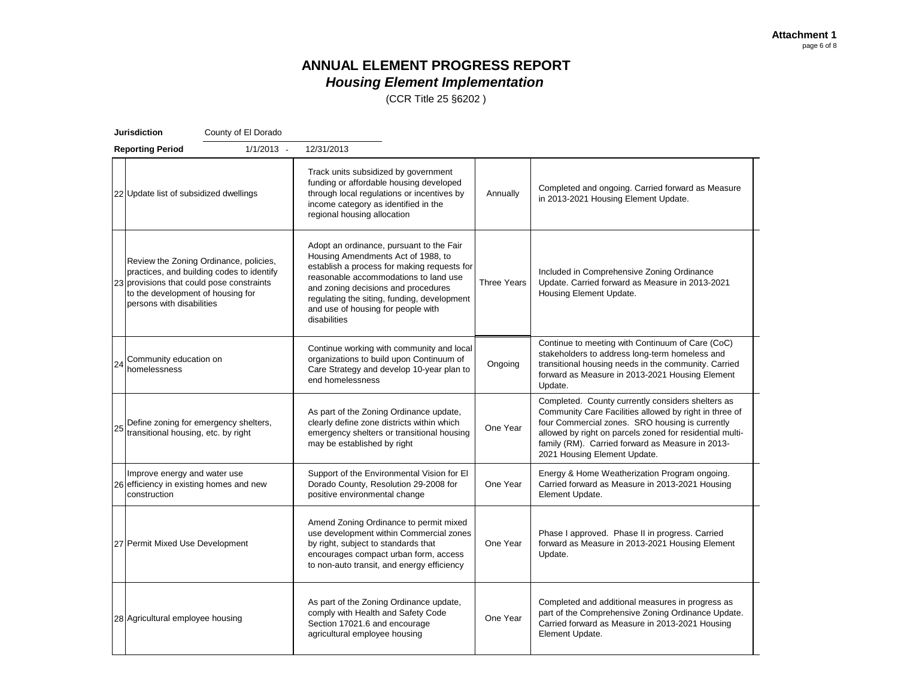**Attachment 1**

# ANNUAL ELEMENT PROGRESS REPORT
## *Housing Element Implementation*

(CCR Title 25 §6202 )

**Jurisdiction** County of El Dorado

**Reporting Period** 1/1/2013 - 12/31/2013

| | | | | | |
|---|---|---|---|---|---|
| 22 | Update list of subsidized dwellings | Track units subsidized by government funding or affordable housing developed through local regulations or incentives by income category as identified in the regional housing allocation | Annually | Completed and ongoing. Carried forward as Measure in 2013-2021 Housing Element Update. | |
| 23 | Review the Zoning Ordinance, policies, practices, and building codes to identify provisions that could pose constraints to the development of housing for persons with disabilities | Adopt an ordinance, pursuant to the Fair Housing Amendments Act of 1988, to establish a process for making requests for reasonable accommodations to land use and zoning decisions and procedures regulating the siting, funding, development and use of housing for people with disabilities | Three Years | Included in Comprehensive Zoning Ordinance Update. Carried forward as Measure in 2013-2021 Housing Element Update. | |
| 24 | Community education on homelessness | Continue working with community and local organizations to build upon Continuum of Care Strategy and develop 10-year plan to end homelessness | Ongoing | Continue to meeting with Continuum of Care (CoC) stakeholders to address long-term homeless and transitional housing needs in the community. Carried forward as Measure in 2013-2021 Housing Element Update. | |
| 25 | Define zoning for emergency shelters, transitional housing, etc. by right | As part of the Zoning Ordinance update, clearly define zone districts within which emergency shelters or transitional housing may be established by right | One Year | Completed. County currently considers shelters as Community Care Facilities allowed by right in three of four Commercial zones. SRO housing is currently allowed by right on parcels zoned for residential multi-family (RM). Carried forward as Measure in 2013-2021 Housing Element Update. | |
| 26 | Improve energy and water use efficiency in existing homes and new construction | Support of the Environmental Vision for El Dorado County, Resolution 29-2008 for positive environmental change | One Year | Energy & Home Weatherization Program ongoing. Carried forward as Measure in 2013-2021 Housing Element Update. | |
| 27 | Permit Mixed Use Development | Amend Zoning Ordinance to permit mixed use development within Commercial zones by right, subject to standards that encourages compact urban form, access to non-auto transit, and energy efficiency | One Year | Phase I approved. Phase II in progress. Carried forward as Measure in 2013-2021 Housing Element Update. | |
| 28 | Agricultural employee housing | As part of the Zoning Ordinance update, comply with Health and Safety Code Section 17021.6 and encourage agricultural employee housing | One Year | Completed and additional measures in progress as part of the Comprehensive Zoning Ordinance Update. Carried forward as Measure in 2013-2021 Housing Element Update. | |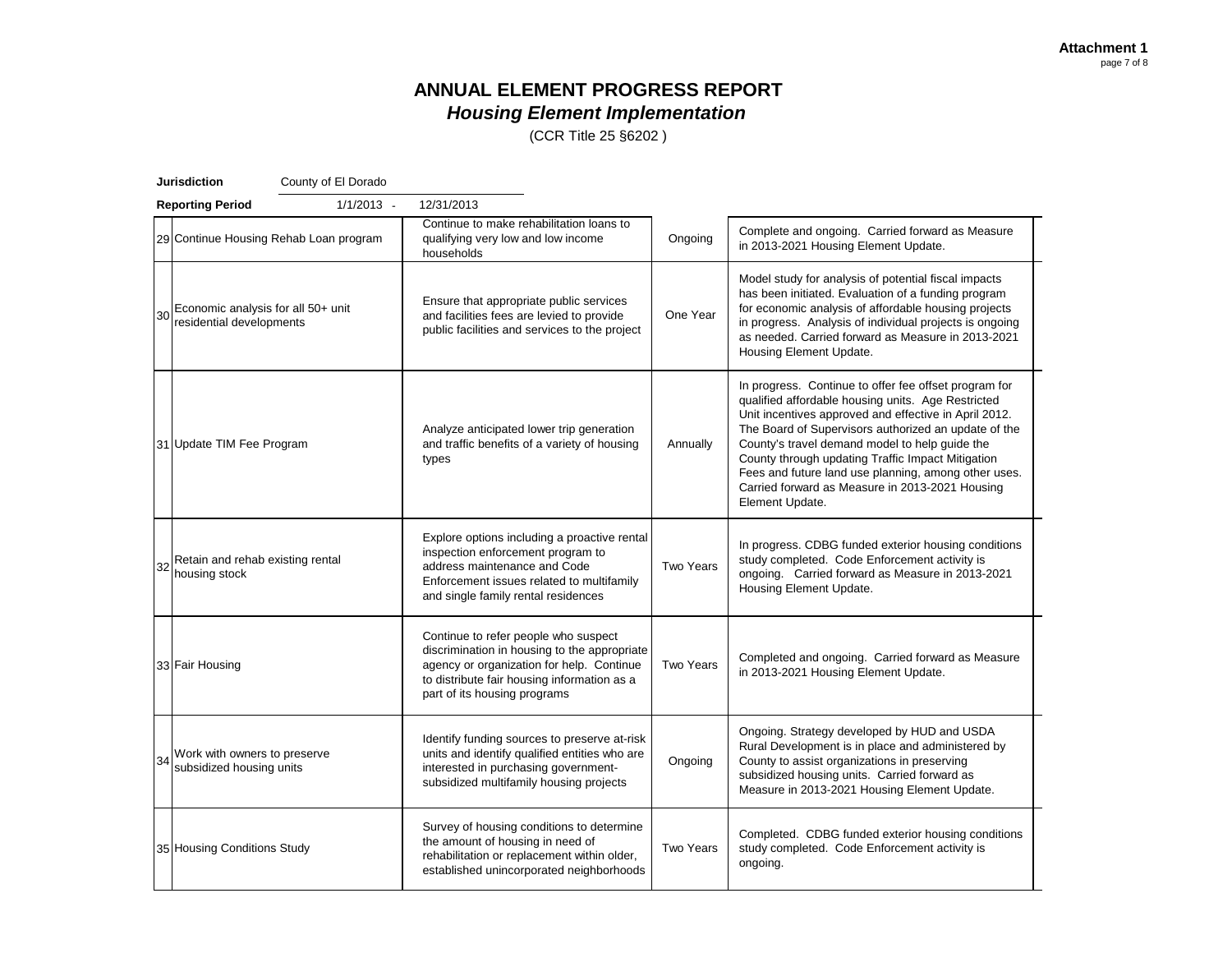**Attachment 1**

# ANNUAL ELEMENT PROGRESS REPORT

## *Housing Element Implementation*

(CCR Title 25 §6202 )

**Jurisdiction** County of El Dorado

**Reporting Period** 1/1/2013 - 12/31/2013

| # | Program | Objective | Timeframe | Status |
|---|---|---|---|---|
| 29 | Continue Housing Rehab Loan program | Continue to make rehabilitation loans to qualifying very low and low income households | Ongoing | Complete and ongoing. Carried forward as Measure in 2013-2021 Housing Element Update. |
| 30 | Economic analysis for all 50+ unit residential developments | Ensure that appropriate public services and facilities fees are levied to provide public facilities and services to the project | One Year | Model study for analysis of potential fiscal impacts has been initiated. Evaluation of a funding program for economic analysis of affordable housing projects in progress. Analysis of individual projects is ongoing as needed. Carried forward as Measure in 2013-2021 Housing Element Update. |
| 31 | Update TIM Fee Program | Analyze anticipated lower trip generation and traffic benefits of a variety of housing types | Annually | In progress. Continue to offer fee offset program for qualified affordable housing units. Age Restricted Unit incentives approved and effective in April 2012. The Board of Supervisors authorized an update of the County's travel demand model to help guide the County through updating Traffic Impact Mitigation Fees and future land use planning, among other uses. Carried forward as Measure in 2013-2021 Housing Element Update. |
| 32 | Retain and rehab existing rental housing stock | Explore options including a proactive rental inspection enforcement program to address maintenance and Code Enforcement issues related to multifamily and single family rental residences | Two Years | In progress. CDBG funded exterior housing conditions study completed. Code Enforcement activity is ongoing. Carried forward as Measure in 2013-2021 Housing Element Update. |
| 33 | Fair Housing | Continue to refer people who suspect discrimination in housing to the appropriate agency or organization for help. Continue to distribute fair housing information as a part of its housing programs | Two Years | Completed and ongoing. Carried forward as Measure in 2013-2021 Housing Element Update. |
| 34 | Work with owners to preserve subsidized housing units | Identify funding sources to preserve at-risk units and identify qualified entities who are interested in purchasing government-subsidized multifamily housing projects | Ongoing | Ongoing. Strategy developed by HUD and USDA Rural Development is in place and administered by County to assist organizations in preserving subsidized housing units. Carried forward as Measure in 2013-2021 Housing Element Update. |
| 35 | Housing Conditions Study | Survey of housing conditions to determine the amount of housing in need of rehabilitation or replacement within older, established unincorporated neighborhoods | Two Years | Completed. CDBG funded exterior housing conditions study completed. Code Enforcement activity is ongoing. |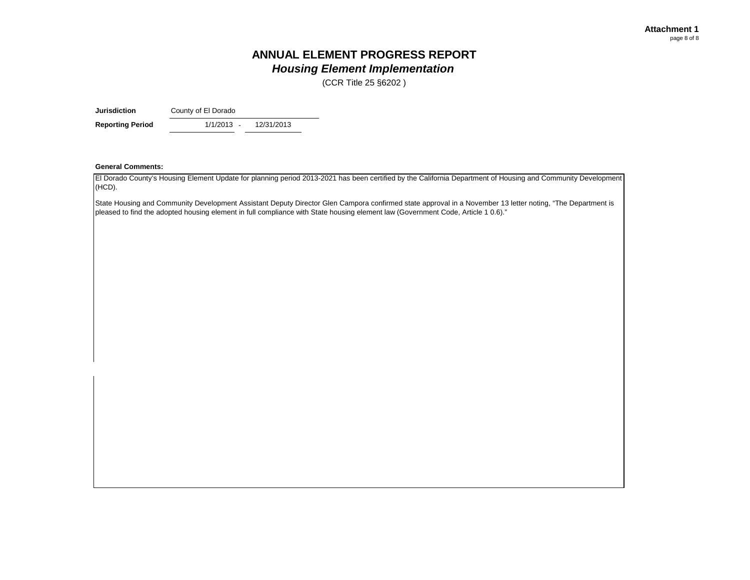**Attachment 1**

# ANNUAL ELEMENT PROGRESS REPORT
## *Housing Element Implementation*

(CCR Title 25 §6202 )

**Jurisdiction** County of El Dorado

**Reporting Period** 1/1/2013 - 12/31/2013

**General Comments:**

El Dorado County's Housing Element Update for planning period 2013-2021 has been certified by the California Department of Housing and Community Development (HCD).

State Housing and Community Development Assistant Deputy Director Glen Campora confirmed state approval in a November 13 letter noting, "The Department is pleased to find the adopted housing element in full compliance with State housing element law (Government Code, Article 1 0.6)."